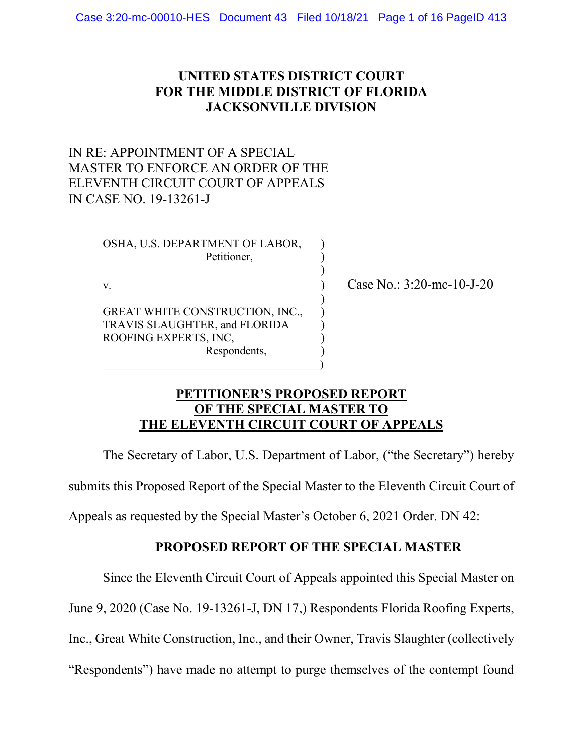# UNITED STATES DISTRICT COURT
# FOR THE MIDDLE DISTRICT OF FLORIDA
# JACKSONVILLE DIVISION

IN RE: APPOINTMENT OF A SPECIAL MASTER TO ENFORCE AN ORDER OF THE ELEVENTH CIRCUIT COURT OF APPEALS IN CASE NO. 19-13261-J

| | |
|---|---|
| OSHA, U.S. DEPARTMENT OF LABOR,<br>Petitioner,<br><br>v.<br><br>GREAT WHITE CONSTRUCTION, INC., TRAVIS SLAUGHTER, and FLORIDA ROOFING EXPERTS, INC,<br>Respondents, | Case No.: 3:20-mc-10-J-20 |

## PETITIONER'S PROPOSED REPORT OF THE SPECIAL MASTER TO THE ELEVENTH CIRCUIT COURT OF APPEALS

The Secretary of Labor, U.S. Department of Labor, ("the Secretary") hereby submits this Proposed Report of the Special Master to the Eleventh Circuit Court of Appeals as requested by the Special Master's October 6, 2021 Order. DN 42:

## PROPOSED REPORT OF THE SPECIAL MASTER

Since the Eleventh Circuit Court of Appeals appointed this Special Master on June 9, 2020 (Case No. 19-13261-J, DN 17,) Respondents Florida Roofing Experts, Inc., Great White Construction, Inc., and their Owner, Travis Slaughter (collectively "Respondents") have made no attempt to purge themselves of the contempt found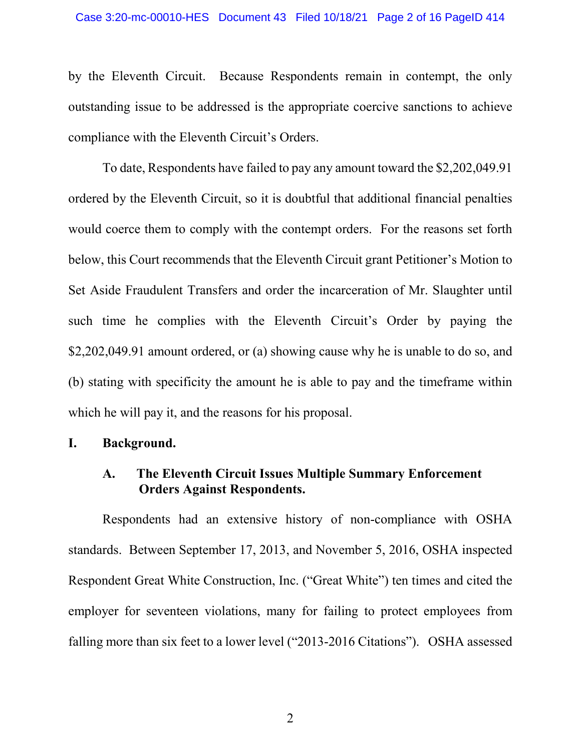by the Eleventh Circuit. Because Respondents remain in contempt, the only outstanding issue to be addressed is the appropriate coercive sanctions to achieve compliance with the Eleventh Circuit's Orders.

To date, Respondents have failed to pay any amount toward the $2,202,049.91 ordered by the Eleventh Circuit, so it is doubtful that additional financial penalties would coerce them to comply with the contempt orders. For the reasons set forth below, this Court recommends that the Eleventh Circuit grant Petitioner's Motion to Set Aside Fraudulent Transfers and order the incarceration of Mr. Slaughter until such time he complies with the Eleventh Circuit's Order by paying the $2,202,049.91 amount ordered, or (a) showing cause why he is unable to do so, and (b) stating with specificity the amount he is able to pay and the timeframe within which he will pay it, and the reasons for his proposal.

## I. Background.

### A. The Eleventh Circuit Issues Multiple Summary Enforcement Orders Against Respondents.

Respondents had an extensive history of non-compliance with OSHA standards. Between September 17, 2013, and November 5, 2016, OSHA inspected Respondent Great White Construction, Inc. ("Great White") ten times and cited the employer for seventeen violations, many for failing to protect employees from falling more than six feet to a lower level ("2013-2016 Citations"). OSHA assessed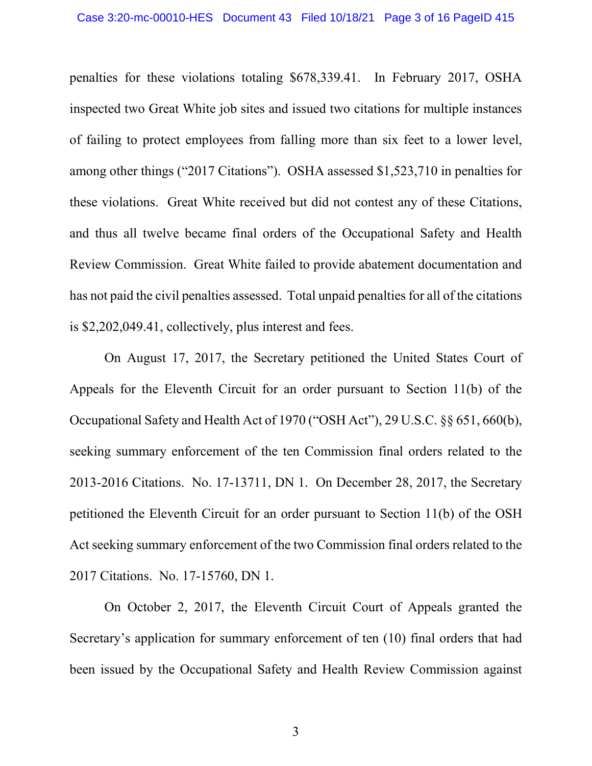penalties for these violations totaling $678,339.41. In February 2017, OSHA inspected two Great White job sites and issued two citations for multiple instances of failing to protect employees from falling more than six feet to a lower level, among other things ("2017 Citations"). OSHA assessed $1,523,710 in penalties for these violations. Great White received but did not contest any of these Citations, and thus all twelve became final orders of the Occupational Safety and Health Review Commission. Great White failed to provide abatement documentation and has not paid the civil penalties assessed. Total unpaid penalties for all of the citations is $2,202,049.41, collectively, plus interest and fees.

On August 17, 2017, the Secretary petitioned the United States Court of Appeals for the Eleventh Circuit for an order pursuant to Section 11(b) of the Occupational Safety and Health Act of 1970 ("OSH Act"), 29 U.S.C. §§ 651, 660(b), seeking summary enforcement of the ten Commission final orders related to the 2013-2016 Citations. No. 17-13711, DN 1. On December 28, 2017, the Secretary petitioned the Eleventh Circuit for an order pursuant to Section 11(b) of the OSH Act seeking summary enforcement of the two Commission final orders related to the 2017 Citations. No. 17-15760, DN 1.

On October 2, 2017, the Eleventh Circuit Court of Appeals granted the Secretary's application for summary enforcement of ten (10) final orders that had been issued by the Occupational Safety and Health Review Commission against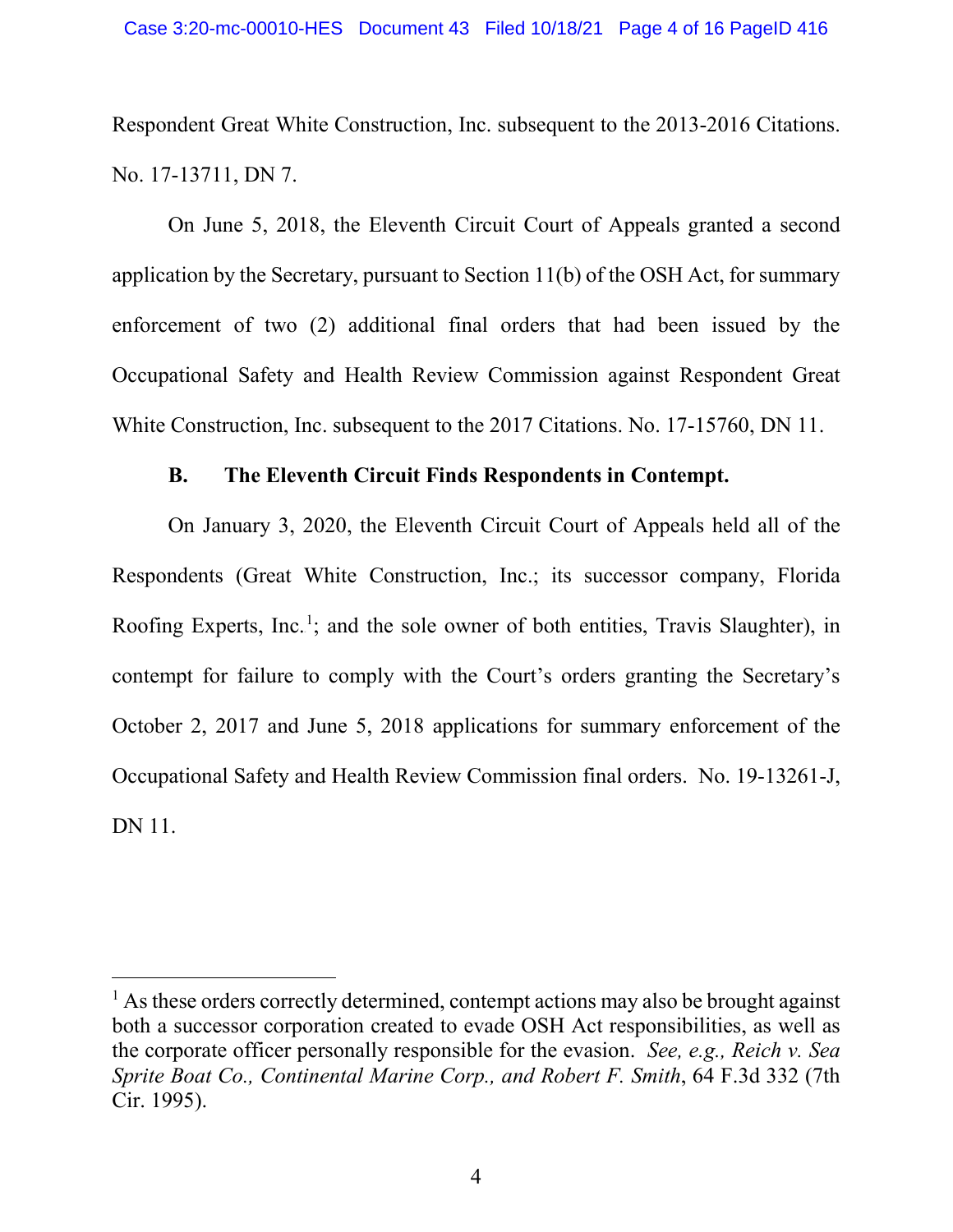Respondent Great White Construction, Inc. subsequent to the 2013-2016 Citations. No. 17-13711, DN 7.

On June 5, 2018, the Eleventh Circuit Court of Appeals granted a second application by the Secretary, pursuant to Section 11(b) of the OSH Act, for summary enforcement of two (2) additional final orders that had been issued by the Occupational Safety and Health Review Commission against Respondent Great White Construction, Inc. subsequent to the 2017 Citations. No. 17-15760, DN 11.

### B. The Eleventh Circuit Finds Respondents in Contempt.

On January 3, 2020, the Eleventh Circuit Court of Appeals held all of the Respondents (Great White Construction, Inc.; its successor company, Florida Roofing Experts, Inc.[1]; and the sole owner of both entities, Travis Slaughter), in contempt for failure to comply with the Court's orders granting the Secretary's October 2, 2017 and June 5, 2018 applications for summary enforcement of the Occupational Safety and Health Review Commission final orders. No. 19-13261-J, DN 11.

---

[1] As these orders correctly determined, contempt actions may also be brought against both a successor corporation created to evade OSH Act responsibilities, as well as the corporate officer personally responsible for the evasion. *See, e.g., Reich v. Sea Sprite Boat Co., Continental Marine Corp., and Robert F. Smith*, 64 F.3d 332 (7th Cir. 1995).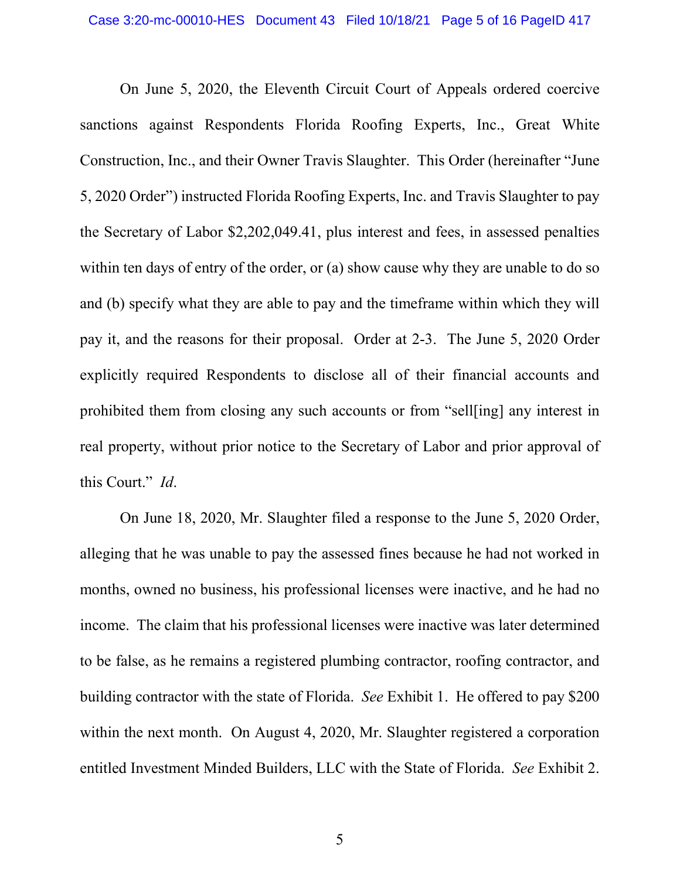On June 5, 2020, the Eleventh Circuit Court of Appeals ordered coercive sanctions against Respondents Florida Roofing Experts, Inc., Great White Construction, Inc., and their Owner Travis Slaughter. This Order (hereinafter "June 5, 2020 Order") instructed Florida Roofing Experts, Inc. and Travis Slaughter to pay the Secretary of Labor $2,202,049.41, plus interest and fees, in assessed penalties within ten days of entry of the order, or (a) show cause why they are unable to do so and (b) specify what they are able to pay and the timeframe within which they will pay it, and the reasons for their proposal. Order at 2-3. The June 5, 2020 Order explicitly required Respondents to disclose all of their financial accounts and prohibited them from closing any such accounts or from "sell[ing] any interest in real property, without prior notice to the Secretary of Labor and prior approval of this Court." *Id*.

On June 18, 2020, Mr. Slaughter filed a response to the June 5, 2020 Order, alleging that he was unable to pay the assessed fines because he had not worked in months, owned no business, his professional licenses were inactive, and he had no income. The claim that his professional licenses were inactive was later determined to be false, as he remains a registered plumbing contractor, roofing contractor, and building contractor with the state of Florida. *See* Exhibit 1. He offered to pay $200 within the next month. On August 4, 2020, Mr. Slaughter registered a corporation entitled Investment Minded Builders, LLC with the State of Florida. *See* Exhibit 2.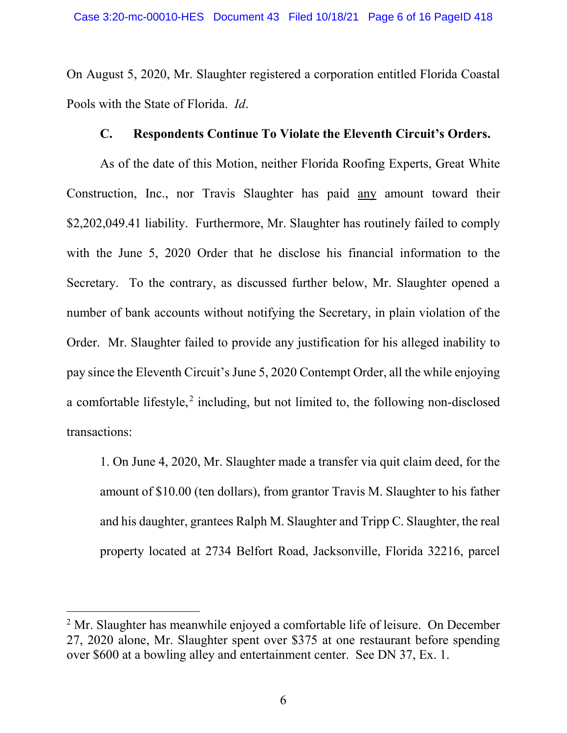On August 5, 2020, Mr. Slaughter registered a corporation entitled Florida Coastal Pools with the State of Florida. *Id*.

### C. Respondents Continue To Violate the Eleventh Circuit's Orders.

As of the date of this Motion, neither Florida Roofing Experts, Great White Construction, Inc., nor Travis Slaughter has paid <u>any</u> amount toward their $2,202,049.41 liability. Furthermore, Mr. Slaughter has routinely failed to comply with the June 5, 2020 Order that he disclose his financial information to the Secretary. To the contrary, as discussed further below, Mr. Slaughter opened a number of bank accounts without notifying the Secretary, in plain violation of the Order. Mr. Slaughter failed to provide any justification for his alleged inability to pay since the Eleventh Circuit's June 5, 2020 Contempt Order, all the while enjoying a comfortable lifestyle,[2] including, but not limited to, the following non-disclosed transactions:

1. On June 4, 2020, Mr. Slaughter made a transfer via quit claim deed, for the amount of $10.00 (ten dollars), from grantor Travis M. Slaughter to his father and his daughter, grantees Ralph M. Slaughter and Tripp C. Slaughter, the real property located at 2734 Belfort Road, Jacksonville, Florida 32216, parcel

---

[2] Mr. Slaughter has meanwhile enjoyed a comfortable life of leisure. On December 27, 2020 alone, Mr. Slaughter spent over $375 at one restaurant before spending over $600 at a bowling alley and entertainment center. See DN 37, Ex. 1.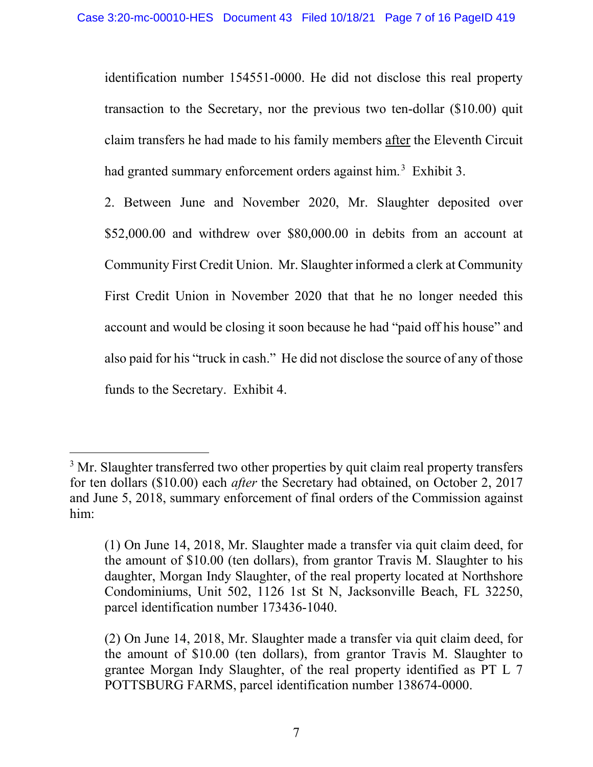identification number 154551-0000. He did not disclose this real property transaction to the Secretary, nor the previous two ten-dollar ($10.00) quit claim transfers he had made to his family members <u>after</u> the Eleventh Circuit had granted summary enforcement orders against him.[3] Exhibit 3.

2. Between June and November 2020, Mr. Slaughter deposited over $52,000.00 and withdrew over $80,000.00 in debits from an account at Community First Credit Union. Mr. Slaughter informed a clerk at Community First Credit Union in November 2020 that that he no longer needed this account and would be closing it soon because he had "paid off his house" and also paid for his "truck in cash." He did not disclose the source of any of those funds to the Secretary. Exhibit 4.

---

[3] Mr. Slaughter transferred two other properties by quit claim real property transfers for ten dollars ($10.00) each *after* the Secretary had obtained, on October 2, 2017 and June 5, 2018, summary enforcement of final orders of the Commission against him:

> (1) On June 14, 2018, Mr. Slaughter made a transfer via quit claim deed, for the amount of $10.00 (ten dollars), from grantor Travis M. Slaughter to his daughter, Morgan Indy Slaughter, of the real property located at Northshore Condominiums, Unit 502, 1126 1st St N, Jacksonville Beach, FL 32250, parcel identification number 173436-1040.
>
> (2) On June 14, 2018, Mr. Slaughter made a transfer via quit claim deed, for the amount of $10.00 (ten dollars), from grantor Travis M. Slaughter to grantee Morgan Indy Slaughter, of the real property identified as PT L 7 POTTSBURG FARMS, parcel identification number 138674-0000.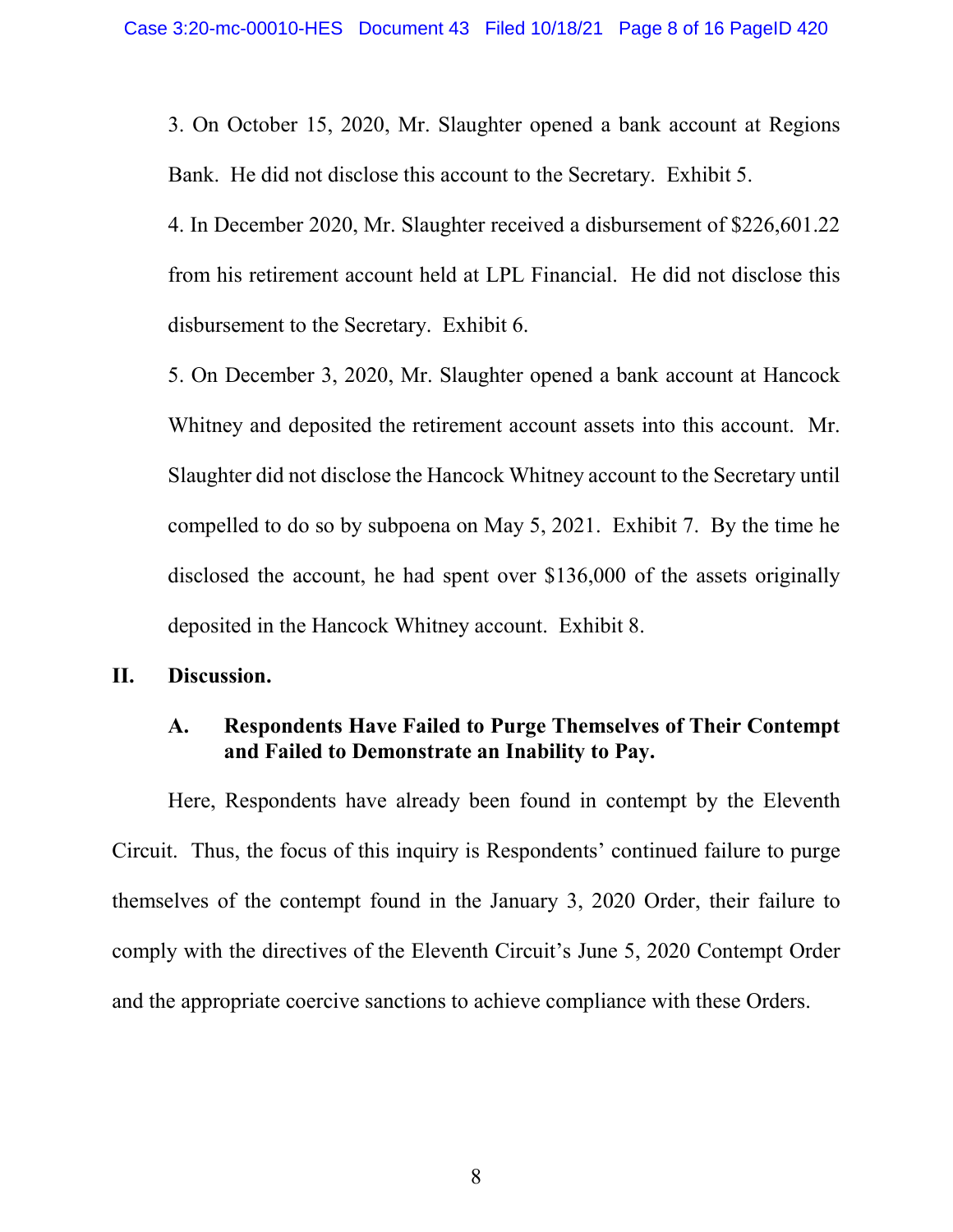3. On October 15, 2020, Mr. Slaughter opened a bank account at Regions Bank. He did not disclose this account to the Secretary. Exhibit 5.

4. In December 2020, Mr. Slaughter received a disbursement of $226,601.22 from his retirement account held at LPL Financial. He did not disclose this disbursement to the Secretary. Exhibit 6.

5. On December 3, 2020, Mr. Slaughter opened a bank account at Hancock Whitney and deposited the retirement account assets into this account. Mr. Slaughter did not disclose the Hancock Whitney account to the Secretary until compelled to do so by subpoena on May 5, 2021. Exhibit 7. By the time he disclosed the account, he had spent over $136,000 of the assets originally deposited in the Hancock Whitney account. Exhibit 8.

## II. Discussion.

### A. Respondents Have Failed to Purge Themselves of Their Contempt and Failed to Demonstrate an Inability to Pay.

Here, Respondents have already been found in contempt by the Eleventh Circuit. Thus, the focus of this inquiry is Respondents' continued failure to purge themselves of the contempt found in the January 3, 2020 Order, their failure to comply with the directives of the Eleventh Circuit's June 5, 2020 Contempt Order and the appropriate coercive sanctions to achieve compliance with these Orders.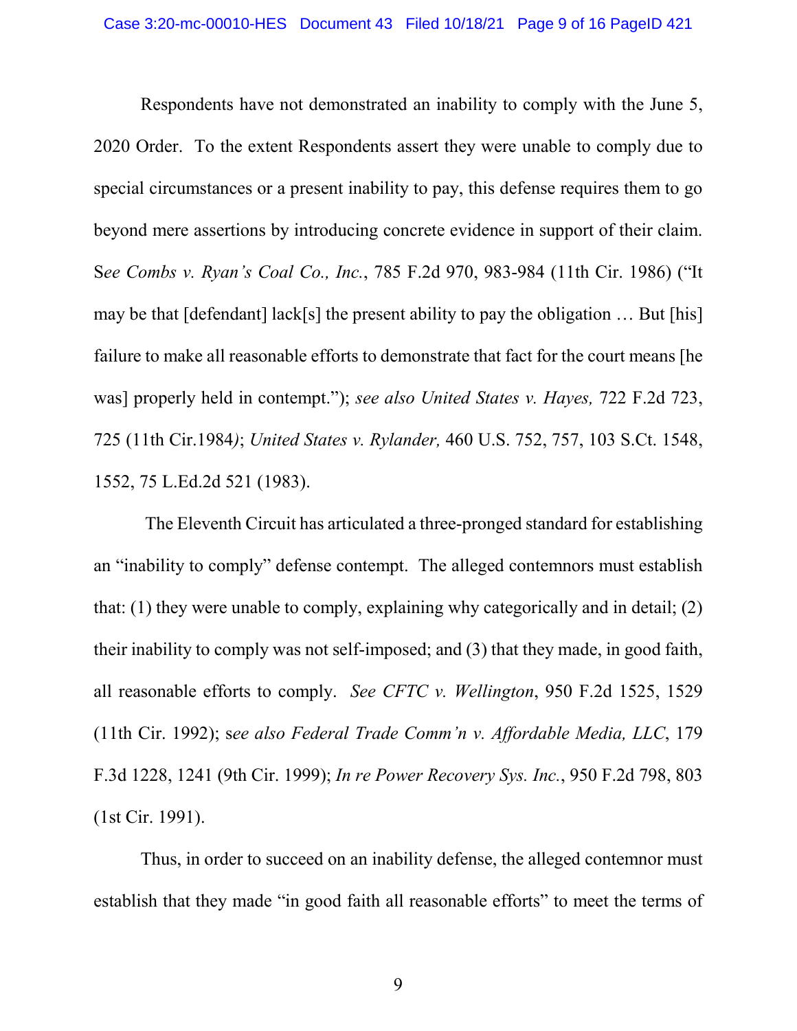Respondents have not demonstrated an inability to comply with the June 5, 2020 Order. To the extent Respondents assert they were unable to comply due to special circumstances or a present inability to pay, this defense requires them to go beyond mere assertions by introducing concrete evidence in support of their claim. S*ee Combs v. Ryan's Coal Co., Inc.*, 785 F.2d 970, 983-984 (11th Cir. 1986) ("It may be that [defendant] lack[s] the present ability to pay the obligation … But [his] failure to make all reasonable efforts to demonstrate that fact for the court means [he was] properly held in contempt."); *see also United States v. Hayes,* 722 F.2d 723, 725 (11th Cir.1984*)*; *United States v. Rylander,* 460 U.S. 752, 757, 103 S.Ct. 1548, 1552, 75 L.Ed.2d 521 (1983).

The Eleventh Circuit has articulated a three-pronged standard for establishing an "inability to comply" defense contempt. The alleged contemnors must establish that: (1) they were unable to comply, explaining why categorically and in detail; (2) their inability to comply was not self-imposed; and (3) that they made, in good faith, all reasonable efforts to comply. *See CFTC v. Wellington*, 950 F.2d 1525, 1529 (11th Cir. 1992); s*ee also Federal Trade Comm'n v. Affordable Media, LLC*, 179 F.3d 1228, 1241 (9th Cir. 1999); *In re Power Recovery Sys. Inc.*, 950 F.2d 798, 803 (1st Cir. 1991).

Thus, in order to succeed on an inability defense, the alleged contemnor must establish that they made "in good faith all reasonable efforts" to meet the terms of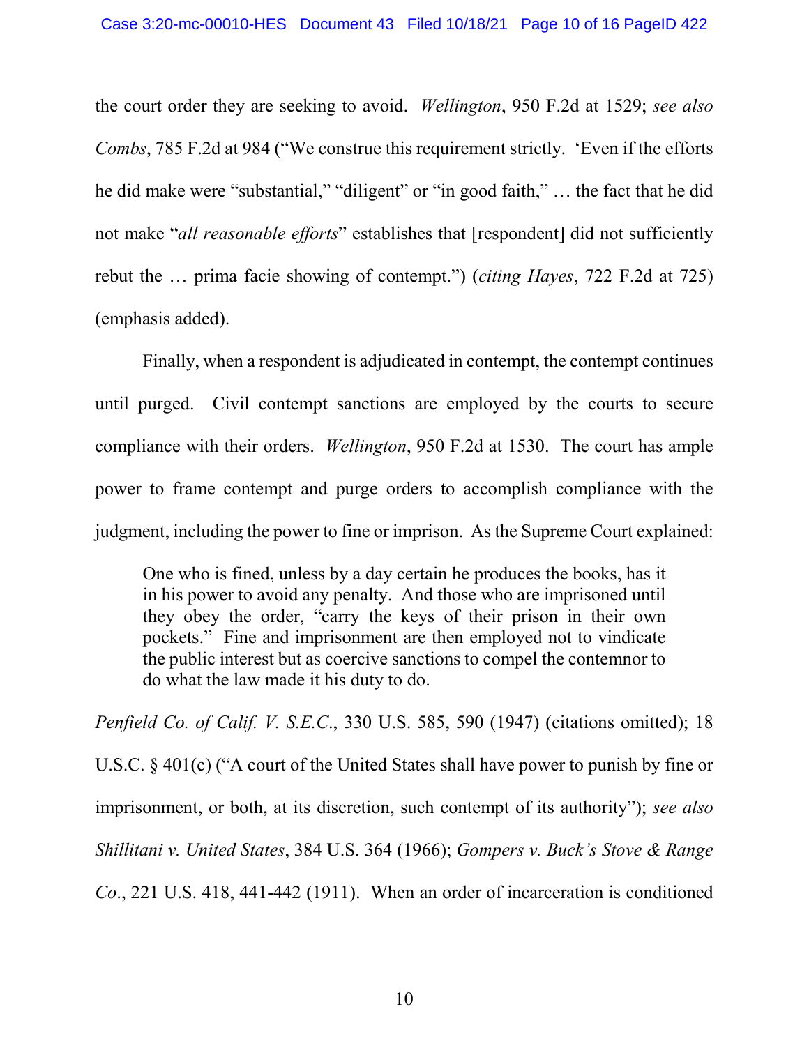the court order they are seeking to avoid. *Wellington*, 950 F.2d at 1529; *see also Combs*, 785 F.2d at 984 ("We construe this requirement strictly. 'Even if the efforts he did make were "substantial," "diligent" or "in good faith," … the fact that he did not make "*all reasonable efforts*" establishes that [respondent] did not sufficiently rebut the … prima facie showing of contempt.") (*citing Hayes*, 722 F.2d at 725) (emphasis added).

Finally, when a respondent is adjudicated in contempt, the contempt continues until purged. Civil contempt sanctions are employed by the courts to secure compliance with their orders. *Wellington*, 950 F.2d at 1530. The court has ample power to frame contempt and purge orders to accomplish compliance with the judgment, including the power to fine or imprison. As the Supreme Court explained:

> One who is fined, unless by a day certain he produces the books, has it in his power to avoid any penalty. And those who are imprisoned until they obey the order, "carry the keys of their prison in their own pockets." Fine and imprisonment are then employed not to vindicate the public interest but as coercive sanctions to compel the contemnor to do what the law made it his duty to do.

*Penfield Co. of Calif. V. S.E.C.*, 330 U.S. 585, 590 (1947) (citations omitted); 18 U.S.C. § 401(c) ("A court of the United States shall have power to punish by fine or imprisonment, or both, at its discretion, such contempt of its authority"); *see also Shillitani v. United States*, 384 U.S. 364 (1966); *Gompers v. Buck's Stove & Range Co*., 221 U.S. 418, 441-442 (1911). When an order of incarceration is conditioned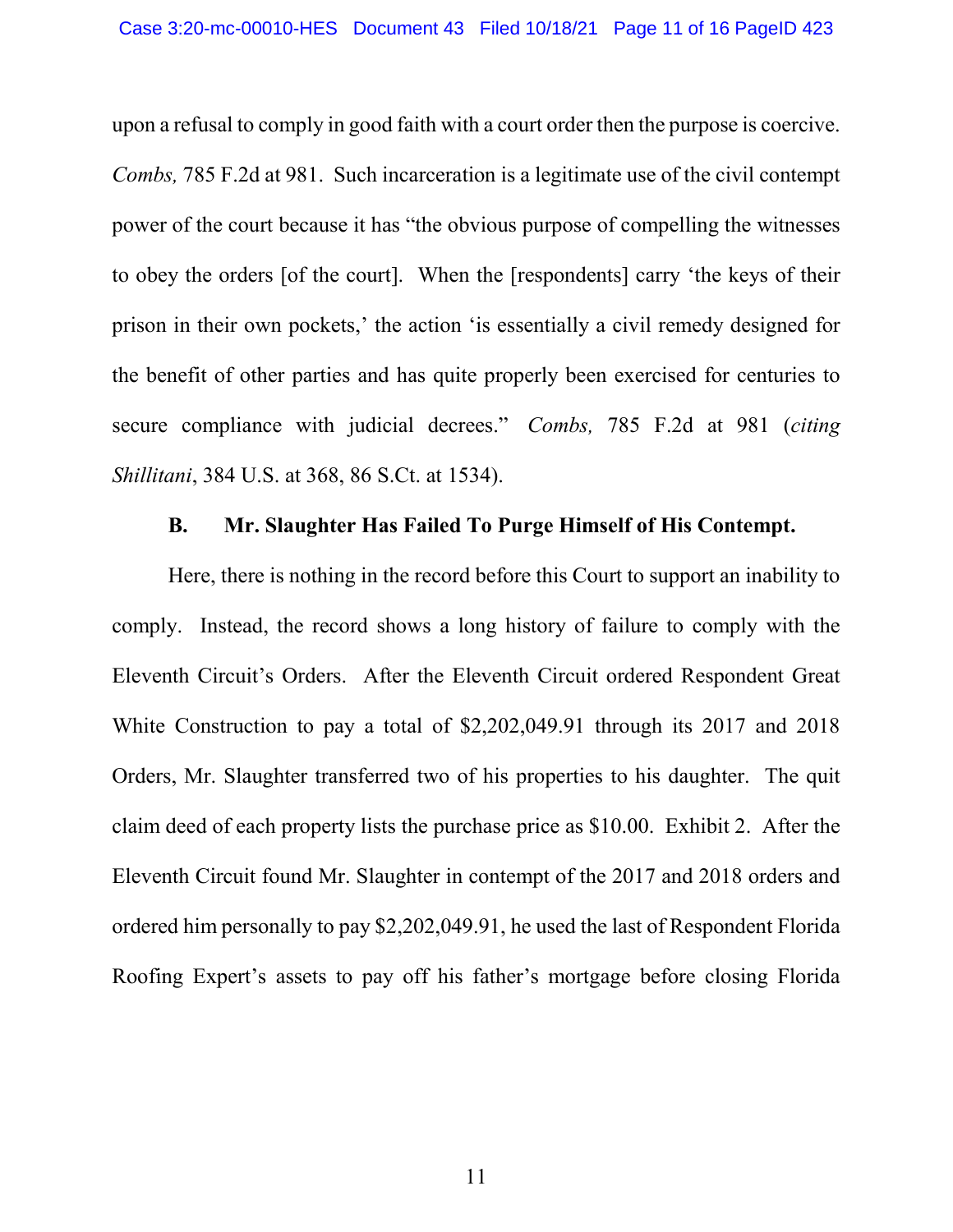upon a refusal to comply in good faith with a court order then the purpose is coercive. *Combs,* 785 F.2d at 981. Such incarceration is a legitimate use of the civil contempt power of the court because it has "the obvious purpose of compelling the witnesses to obey the orders [of the court]. When the [respondents] carry 'the keys of their prison in their own pockets,' the action 'is essentially a civil remedy designed for the benefit of other parties and has quite properly been exercised for centuries to secure compliance with judicial decrees." *Combs,* 785 F.2d at 981 (*citing Shillitani*, 384 U.S. at 368, 86 S.Ct. at 1534).

### B. Mr. Slaughter Has Failed To Purge Himself of His Contempt.

Here, there is nothing in the record before this Court to support an inability to comply. Instead, the record shows a long history of failure to comply with the Eleventh Circuit's Orders. After the Eleventh Circuit ordered Respondent Great White Construction to pay a total of $2,202,049.91 through its 2017 and 2018 Orders, Mr. Slaughter transferred two of his properties to his daughter. The quit claim deed of each property lists the purchase price as $10.00. Exhibit 2. After the Eleventh Circuit found Mr. Slaughter in contempt of the 2017 and 2018 orders and ordered him personally to pay $2,202,049.91, he used the last of Respondent Florida Roofing Expert's assets to pay off his father's mortgage before closing Florida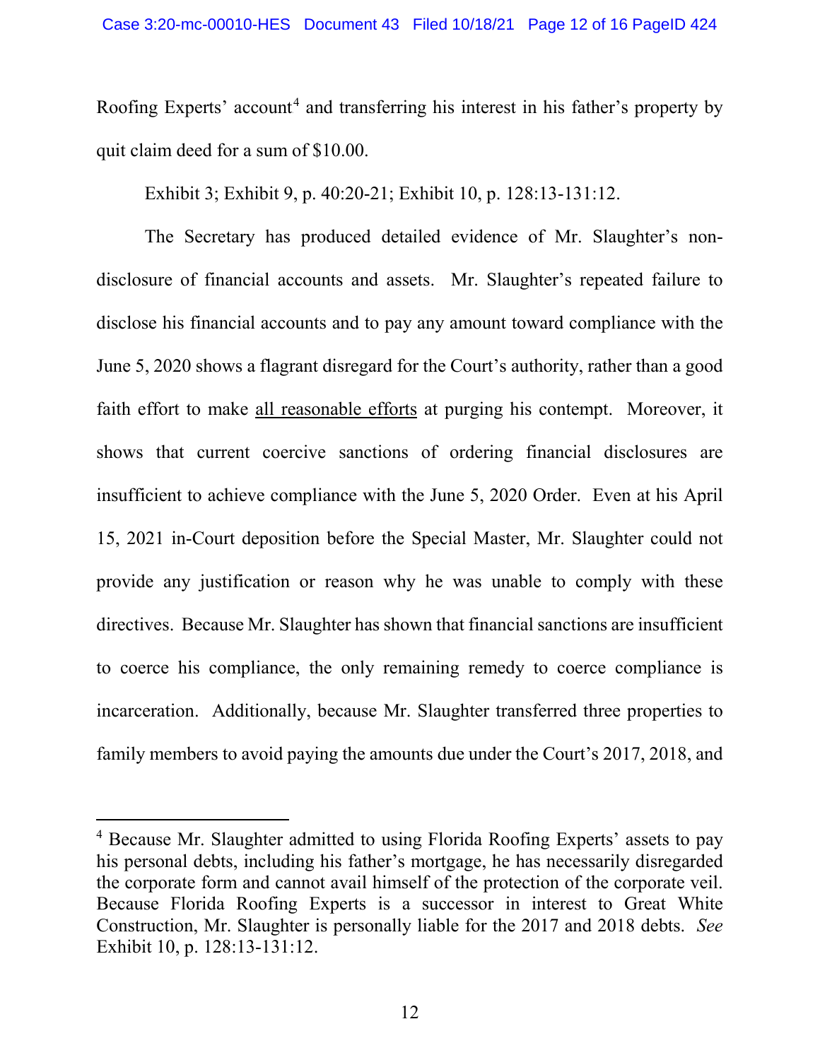Roofing Experts' account[4] and transferring his interest in his father's property by quit claim deed for a sum of $10.00.

Exhibit 3; Exhibit 9, p. 40:20-21; Exhibit 10, p. 128:13-131:12.

The Secretary has produced detailed evidence of Mr. Slaughter's non-disclosure of financial accounts and assets. Mr. Slaughter's repeated failure to disclose his financial accounts and to pay any amount toward compliance with the June 5, 2020 shows a flagrant disregard for the Court's authority, rather than a good faith effort to make <u>all reasonable efforts</u> at purging his contempt. Moreover, it shows that current coercive sanctions of ordering financial disclosures are insufficient to achieve compliance with the June 5, 2020 Order. Even at his April 15, 2021 in-Court deposition before the Special Master, Mr. Slaughter could not provide any justification or reason why he was unable to comply with these directives. Because Mr. Slaughter has shown that financial sanctions are insufficient to coerce his compliance, the only remaining remedy to coerce compliance is incarceration. Additionally, because Mr. Slaughter transferred three properties to family members to avoid paying the amounts due under the Court's 2017, 2018, and

---

[4] Because Mr. Slaughter admitted to using Florida Roofing Experts' assets to pay his personal debts, including his father's mortgage, he has necessarily disregarded the corporate form and cannot avail himself of the protection of the corporate veil. Because Florida Roofing Experts is a successor in interest to Great White Construction, Mr. Slaughter is personally liable for the 2017 and 2018 debts. *See* Exhibit 10, p. 128:13-131:12.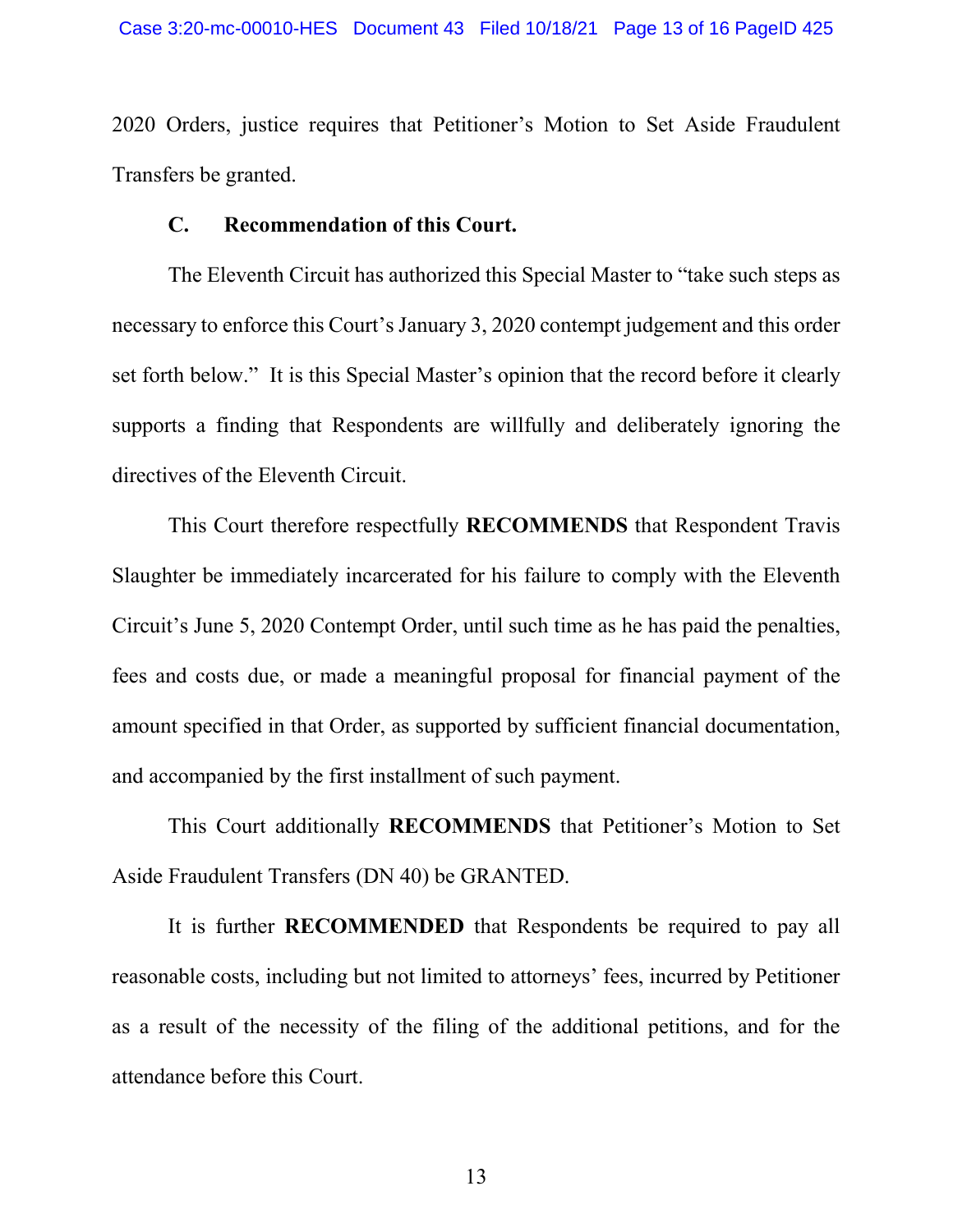2020 Orders, justice requires that Petitioner's Motion to Set Aside Fraudulent Transfers be granted.

### C. Recommendation of this Court.

The Eleventh Circuit has authorized this Special Master to "take such steps as necessary to enforce this Court's January 3, 2020 contempt judgement and this order set forth below." It is this Special Master's opinion that the record before it clearly supports a finding that Respondents are willfully and deliberately ignoring the directives of the Eleventh Circuit.

This Court therefore respectfully **RECOMMENDS** that Respondent Travis Slaughter be immediately incarcerated for his failure to comply with the Eleventh Circuit's June 5, 2020 Contempt Order, until such time as he has paid the penalties, fees and costs due, or made a meaningful proposal for financial payment of the amount specified in that Order, as supported by sufficient financial documentation, and accompanied by the first installment of such payment.

This Court additionally **RECOMMENDS** that Petitioner's Motion to Set Aside Fraudulent Transfers (DN 40) be GRANTED.

It is further **RECOMMENDED** that Respondents be required to pay all reasonable costs, including but not limited to attorneys' fees, incurred by Petitioner as a result of the necessity of the filing of the additional petitions, and for the attendance before this Court.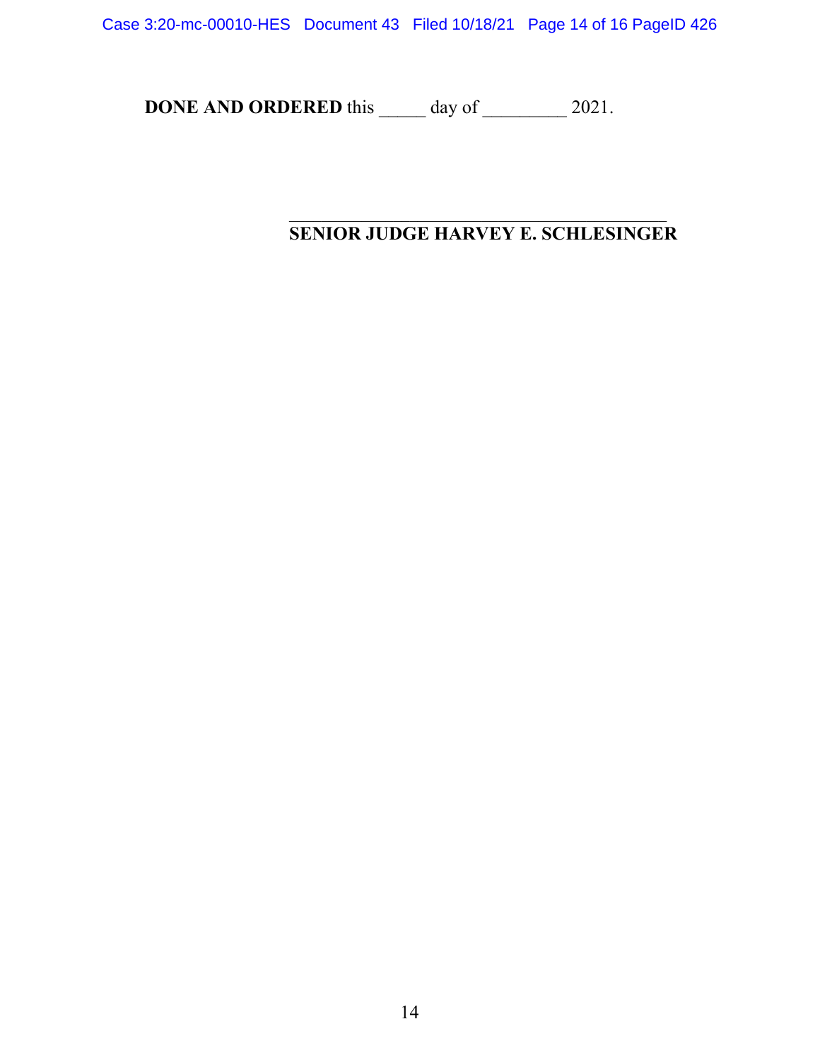**DONE AND ORDERED** this _____ day of _________ 2021.

\_\_\_\_\_\_\_\_\_\_\_\_\_\_\_\_\_\_\_\_\_\_\_\_\_\_\_\_\_\_\_\_\_\_\_\_\_\_\_\_\_\_

**SENIOR JUDGE HARVEY E. SCHLESINGER**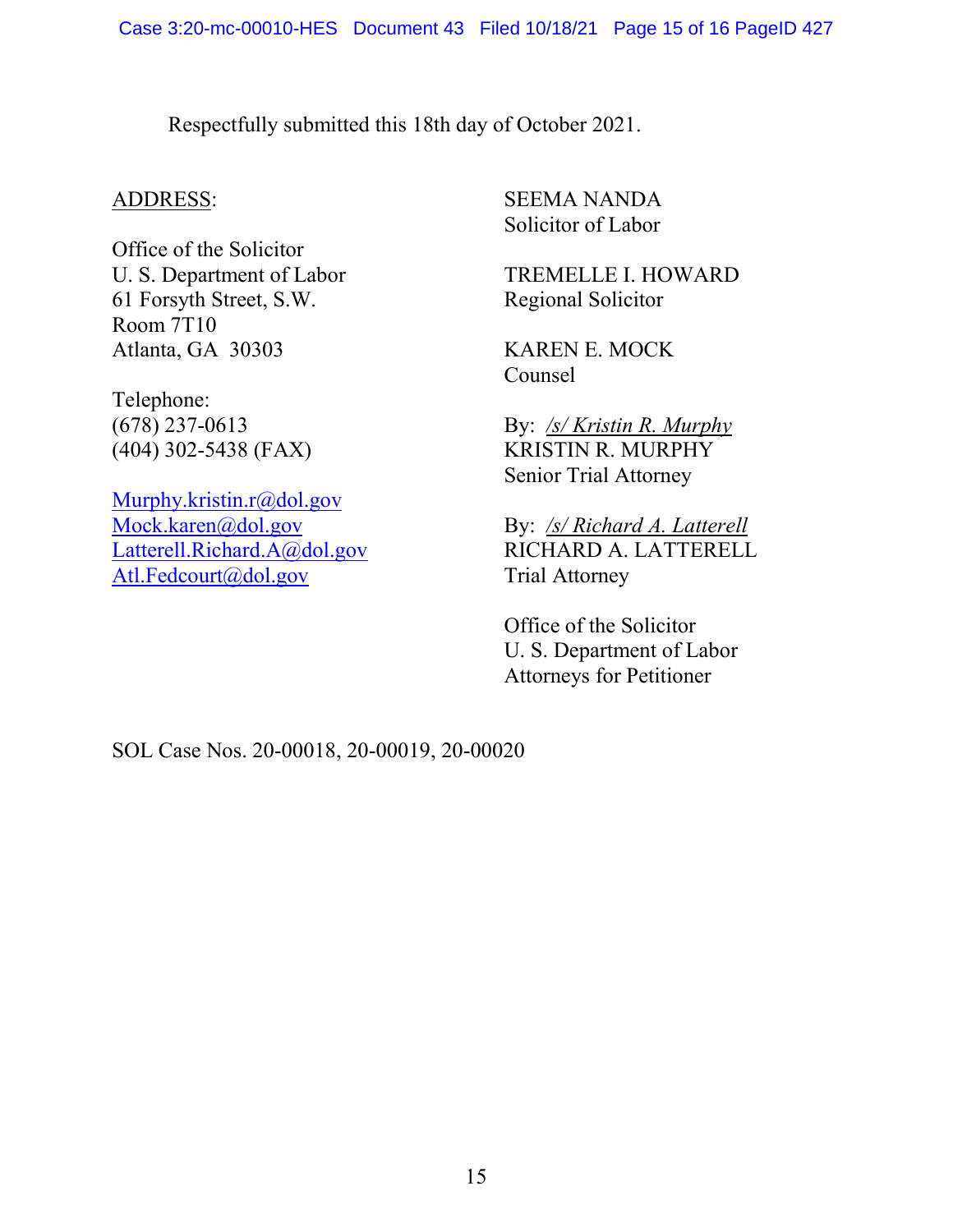Respectfully submitted this 18th day of October 2021.

ADDRESS:

Office of the Solicitor
U. S. Department of Labor
61 Forsyth Street, S.W.
Room 7T10
Atlanta, GA 30303

Telephone:
(678) 237-0613
(404) 302-5438 (FAX)

Murphy.kristin.r@dol.gov
Mock.karen@dol.gov
Latterell.Richard.A@dol.gov
Atl.Fedcourt@dol.gov

SEEMA NANDA
Solicitor of Labor

TREMELLE I. HOWARD
Regional Solicitor

KAREN E. MOCK
Counsel

By: */s/ Kristin R. Murphy*
KRISTIN R. MURPHY
Senior Trial Attorney

By: */s/ Richard A. Latterell*
RICHARD A. LATTERELL
Trial Attorney

Office of the Solicitor
U. S. Department of Labor
Attorneys for Petitioner

SOL Case Nos. 20-00018, 20-00019, 20-00020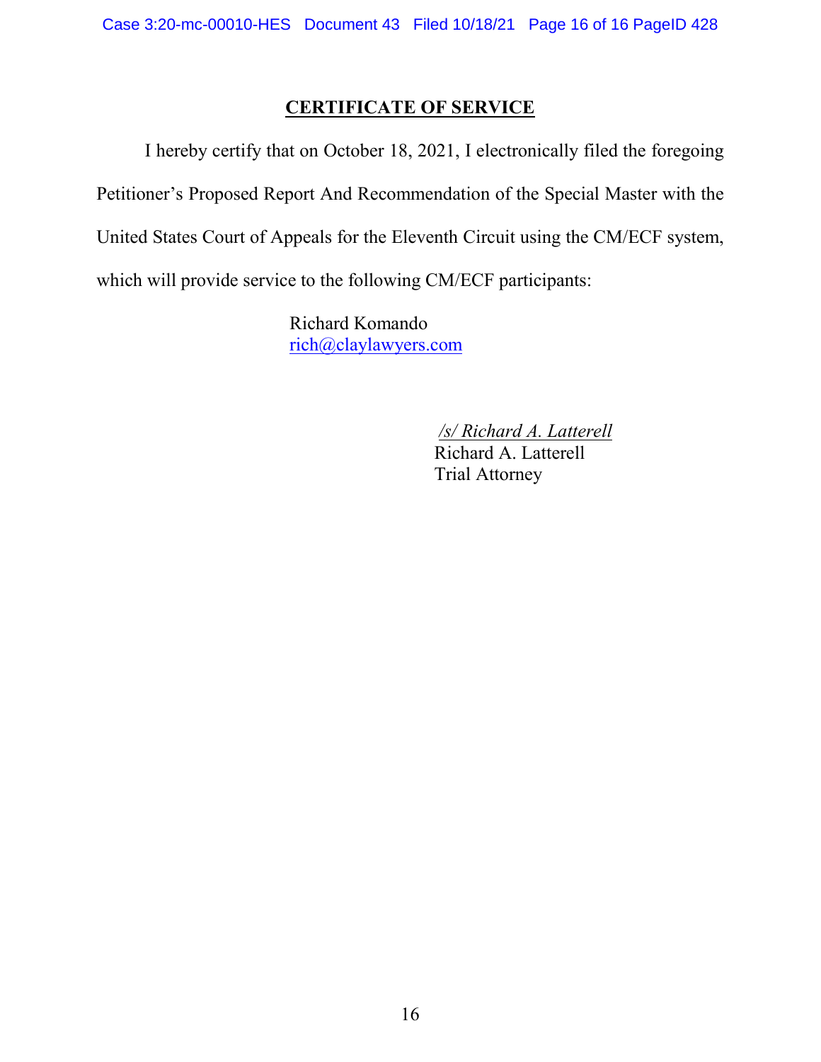## CERTIFICATE OF SERVICE

I hereby certify that on October 18, 2021, I electronically filed the foregoing Petitioner's Proposed Report And Recommendation of the Special Master with the United States Court of Appeals for the Eleventh Circuit using the CM/ECF system, which will provide service to the following CM/ECF participants:

Richard Komando
rich@claylawyers.com

*/s/ Richard A. Latterell*
Richard A. Latterell
Trial Attorney